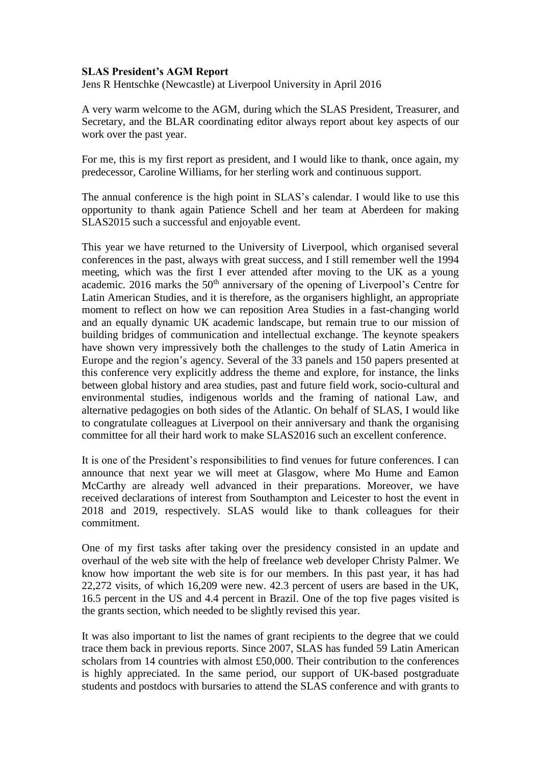**SLAS President's AGM Report**

Jens R Hentschke (Newcastle) at Liverpool University in April 2016

A very warm welcome to the AGM, during which the SLAS President, Treasurer, and Secretary, and the BLAR coordinating editor always report about key aspects of our work over the past year.

For me, this is my first report as president, and I would like to thank, once again, my predecessor, Caroline Williams, for her sterling work and continuous support.

The annual conference is the high point in SLAS's calendar. I would like to use this opportunity to thank again Patience Schell and her team at Aberdeen for making SLAS2015 such a successful and enjoyable event.

This year we have returned to the University of Liverpool, which organised several conferences in the past, always with great success, and I still remember well the 1994 meeting, which was the first I ever attended after moving to the UK as a young academic. 2016 marks the 50th anniversary of the opening of Liverpool's Centre for Latin American Studies, and it is therefore, as the organisers highlight, an appropriate moment to reflect on how we can reposition Area Studies in a fast-changing world and an equally dynamic UK academic landscape, but remain true to our mission of building bridges of communication and intellectual exchange. The keynote speakers have shown very impressively both the challenges to the study of Latin America in Europe and the region's agency. Several of the 33 panels and 150 papers presented at this conference very explicitly address the theme and explore, for instance, the links between global history and area studies, past and future field work, socio-cultural and environmental studies, indigenous worlds and the framing of national Law, and alternative pedagogies on both sides of the Atlantic. On behalf of SLAS, I would like to congratulate colleagues at Liverpool on their anniversary and thank the organising committee for all their hard work to make SLAS2016 such an excellent conference.

It is one of the President's responsibilities to find venues for future conferences. I can announce that next year we will meet at Glasgow, where Mo Hume and Eamon McCarthy are already well advanced in their preparations. Moreover, we have received declarations of interest from Southampton and Leicester to host the event in 2018 and 2019, respectively. SLAS would like to thank colleagues for their commitment.

One of my first tasks after taking over the presidency consisted in an update and overhaul of the web site with the help of freelance web developer Christy Palmer. We know how important the web site is for our members. In this past year, it has had 22,272 visits, of which 16,209 were new. 42.3 percent of users are based in the UK, 16.5 percent in the US and 4.4 percent in Brazil. One of the top five pages visited is the grants section, which needed to be slightly revised this year.

It was also important to list the names of grant recipients to the degree that we could trace them back in previous reports. Since 2007, SLAS has funded 59 Latin American scholars from 14 countries with almost £50,000. Their contribution to the conferences is highly appreciated. In the same period, our support of UK-based postgraduate students and postdocs with bursaries to attend the SLAS conference and with grants to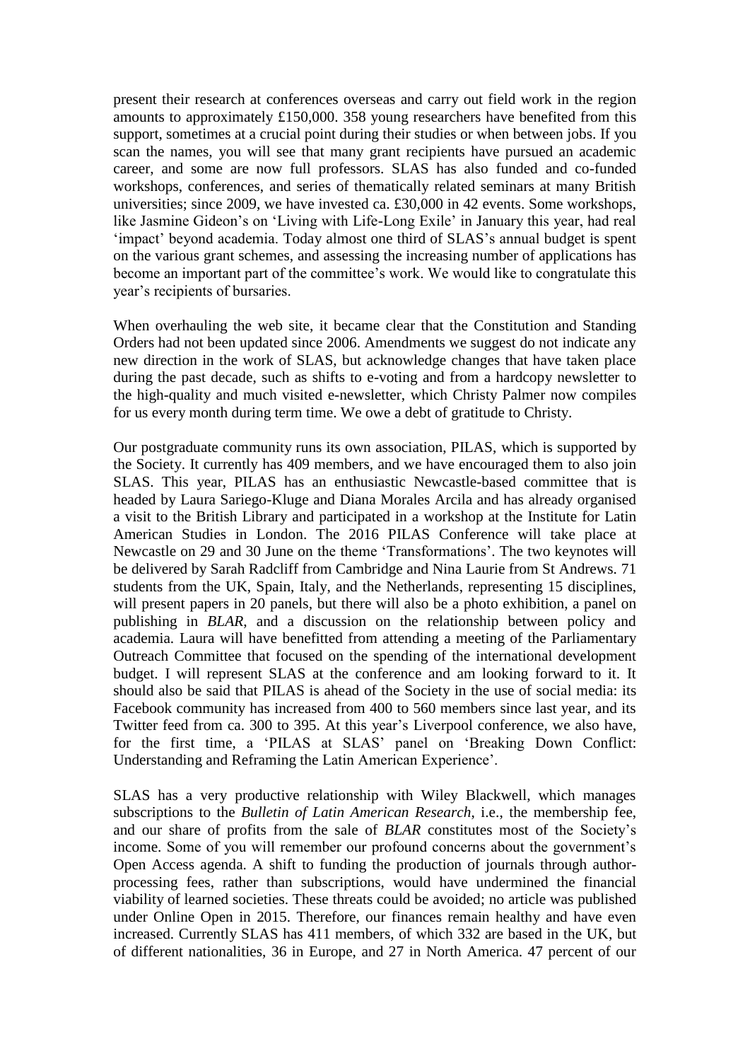present their research at conferences overseas and carry out field work in the region amounts to approximately £150,000. 358 young researchers have benefited from this support, sometimes at a crucial point during their studies or when between jobs. If you scan the names, you will see that many grant recipients have pursued an academic career, and some are now full professors. SLAS has also funded and co-funded workshops, conferences, and series of thematically related seminars at many British universities; since 2009, we have invested ca. £30,000 in 42 events. Some workshops, like Jasmine Gideon's on 'Living with Life-Long Exile' in January this year, had real 'impact' beyond academia. Today almost one third of SLAS's annual budget is spent on the various grant schemes, and assessing the increasing number of applications has become an important part of the committee's work. We would like to congratulate this year's recipients of bursaries.

When overhauling the web site, it became clear that the Constitution and Standing Orders had not been updated since 2006. Amendments we suggest do not indicate any new direction in the work of SLAS, but acknowledge changes that have taken place during the past decade, such as shifts to e-voting and from a hardcopy newsletter to the high-quality and much visited e-newsletter, which Christy Palmer now compiles for us every month during term time. We owe a debt of gratitude to Christy.

Our postgraduate community runs its own association, PILAS, which is supported by the Society. It currently has 409 members, and we have encouraged them to also join SLAS. This year, PILAS has an enthusiastic Newcastle-based committee that is headed by Laura Sariego-Kluge and Diana Morales Arcila and has already organised a visit to the British Library and participated in a workshop at the Institute for Latin American Studies in London. The 2016 PILAS Conference will take place at Newcastle on 29 and 30 June on the theme 'Transformations'. The two keynotes will be delivered by Sarah Radcliff from Cambridge and Nina Laurie from St Andrews. 71 students from the UK, Spain, Italy, and the Netherlands, representing 15 disciplines, will present papers in 20 panels, but there will also be a photo exhibition, a panel on publishing in *BLAR*, and a discussion on the relationship between policy and academia. Laura will have benefitted from attending a meeting of the Parliamentary Outreach Committee that focused on the spending of the international development budget. I will represent SLAS at the conference and am looking forward to it. It should also be said that PILAS is ahead of the Society in the use of social media: its Facebook community has increased from 400 to 560 members since last year, and its Twitter feed from ca. 300 to 395. At this year's Liverpool conference, we also have, for the first time, a 'PILAS at SLAS' panel on 'Breaking Down Conflict: Understanding and Reframing the Latin American Experience'.

SLAS has a very productive relationship with Wiley Blackwell, which manages subscriptions to the *Bulletin of Latin American Research*, i.e., the membership fee, and our share of profits from the sale of *BLAR* constitutes most of the Society's income. Some of you will remember our profound concerns about the government's Open Access agenda. A shift to funding the production of journals through author-processing fees, rather than subscriptions, would have undermined the financial viability of learned societies. These threats could be avoided; no article was published under Online Open in 2015. Therefore, our finances remain healthy and have even increased. Currently SLAS has 411 members, of which 332 are based in the UK, but of different nationalities, 36 in Europe, and 27 in North America. 47 percent of our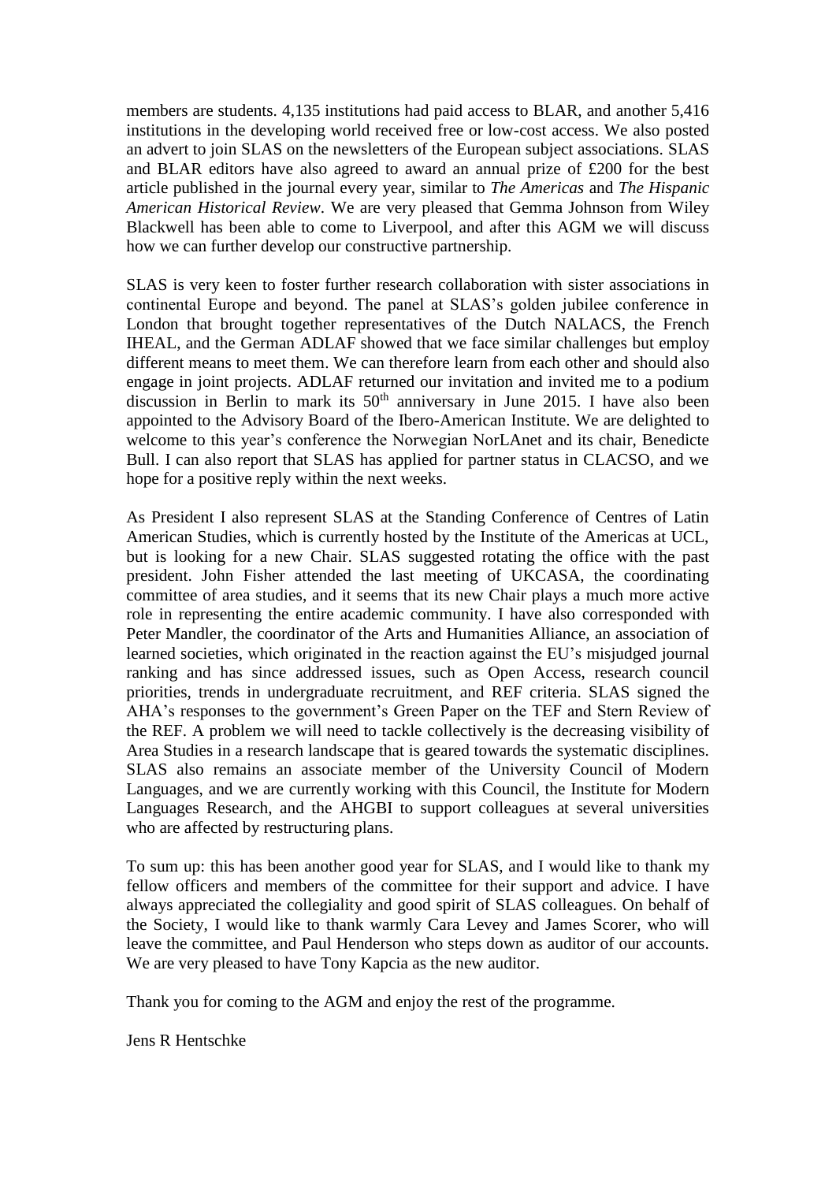members are students. 4,135 institutions had paid access to BLAR, and another 5,416 institutions in the developing world received free or low-cost access. We also posted an advert to join SLAS on the newsletters of the European subject associations. SLAS and BLAR editors have also agreed to award an annual prize of £200 for the best article published in the journal every year, similar to *The Americas* and *The Hispanic American Historical Review*. We are very pleased that Gemma Johnson from Wiley Blackwell has been able to come to Liverpool, and after this AGM we will discuss how we can further develop our constructive partnership.

SLAS is very keen to foster further research collaboration with sister associations in continental Europe and beyond. The panel at SLAS's golden jubilee conference in London that brought together representatives of the Dutch NALACS, the French IHEAL, and the German ADLAF showed that we face similar challenges but employ different means to meet them. We can therefore learn from each other and should also engage in joint projects. ADLAF returned our invitation and invited me to a podium discussion in Berlin to mark its 50th anniversary in June 2015. I have also been appointed to the Advisory Board of the Ibero-American Institute. We are delighted to welcome to this year's conference the Norwegian NorLAnet and its chair, Benedicte Bull. I can also report that SLAS has applied for partner status in CLACSO, and we hope for a positive reply within the next weeks.

As President I also represent SLAS at the Standing Conference of Centres of Latin American Studies, which is currently hosted by the Institute of the Americas at UCL, but is looking for a new Chair. SLAS suggested rotating the office with the past president. John Fisher attended the last meeting of UKCASA, the coordinating committee of area studies, and it seems that its new Chair plays a much more active role in representing the entire academic community. I have also corresponded with Peter Mandler, the coordinator of the Arts and Humanities Alliance, an association of learned societies, which originated in the reaction against the EU's misjudged journal ranking and has since addressed issues, such as Open Access, research council priorities, trends in undergraduate recruitment, and REF criteria. SLAS signed the AHA's responses to the government's Green Paper on the TEF and Stern Review of the REF. A problem we will need to tackle collectively is the decreasing visibility of Area Studies in a research landscape that is geared towards the systematic disciplines. SLAS also remains an associate member of the University Council of Modern Languages, and we are currently working with this Council, the Institute for Modern Languages Research, and the AHGBI to support colleagues at several universities who are affected by restructuring plans.

To sum up: this has been another good year for SLAS, and I would like to thank my fellow officers and members of the committee for their support and advice. I have always appreciated the collegiality and good spirit of SLAS colleagues. On behalf of the Society, I would like to thank warmly Cara Levey and James Scorer, who will leave the committee, and Paul Henderson who steps down as auditor of our accounts. We are very pleased to have Tony Kapcia as the new auditor.

Thank you for coming to the AGM and enjoy the rest of the programme.

Jens R Hentschke